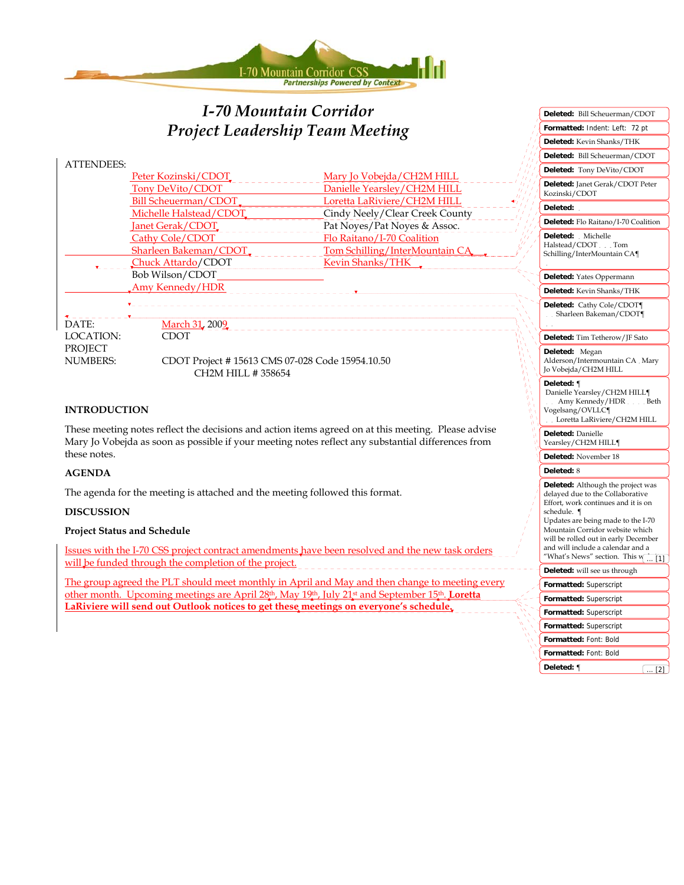# I-70 Mountain Corridor
# Project Leadership Team Meeting

ATTENDEES:

| | |
|---|---|
| Peter Kozinski/CDOT | Mary Jo Vobejda/CH2M HILL |
| Tony DeVito/CDOT | Danielle Yearsley/CH2M HILL |
| Bill Scheuerman/CDOT | Loretta LaRiviere/CH2M HILL |
| Michelle Halstead/CDOT | Cindy Neely/Clear Creek County |
| Janet Gerak/CDOT | Pat Noyes/Pat Noyes & Assoc. |
| Cathy Cole/CDOT | Flo Raitano/I-70 Coalition |
| Sharleen Bakeman/CDOT | Tom Schilling/InterMountain CA |
| Chuck Attardo/CDOT | Kevin Shanks/THK |
| Bob Wilson/CDOT | |
| Amy Kennedy/HDR | |

DATE: March 31, 2009

LOCATION: CDOT

PROJECT NUMBERS: CDOT Project # 15613 CMS 07-028 Code 15954.10.50
CH2M HILL # 358654

## INTRODUCTION

These meeting notes reflect the decisions and action items agreed on at this meeting. Please advise Mary Jo Vobejda as soon as possible if your meeting notes reflect any substantial differences from these notes.

## AGENDA

The agenda for the meeting is attached and the meeting followed this format.

## DISCUSSION

### Project Status and Schedule

Issues with the I-70 CSS project contract amendments have been resolved and the new task orders will be funded through the completion of the project.

The group agreed the PLT should meet monthly in April and May and then change to meeting every other month. Upcoming meetings are April 28th, May 19th, July 21st and September 15th. **Loretta LaRiviere will send out Outlook notices to get these meetings on everyone's schedule.**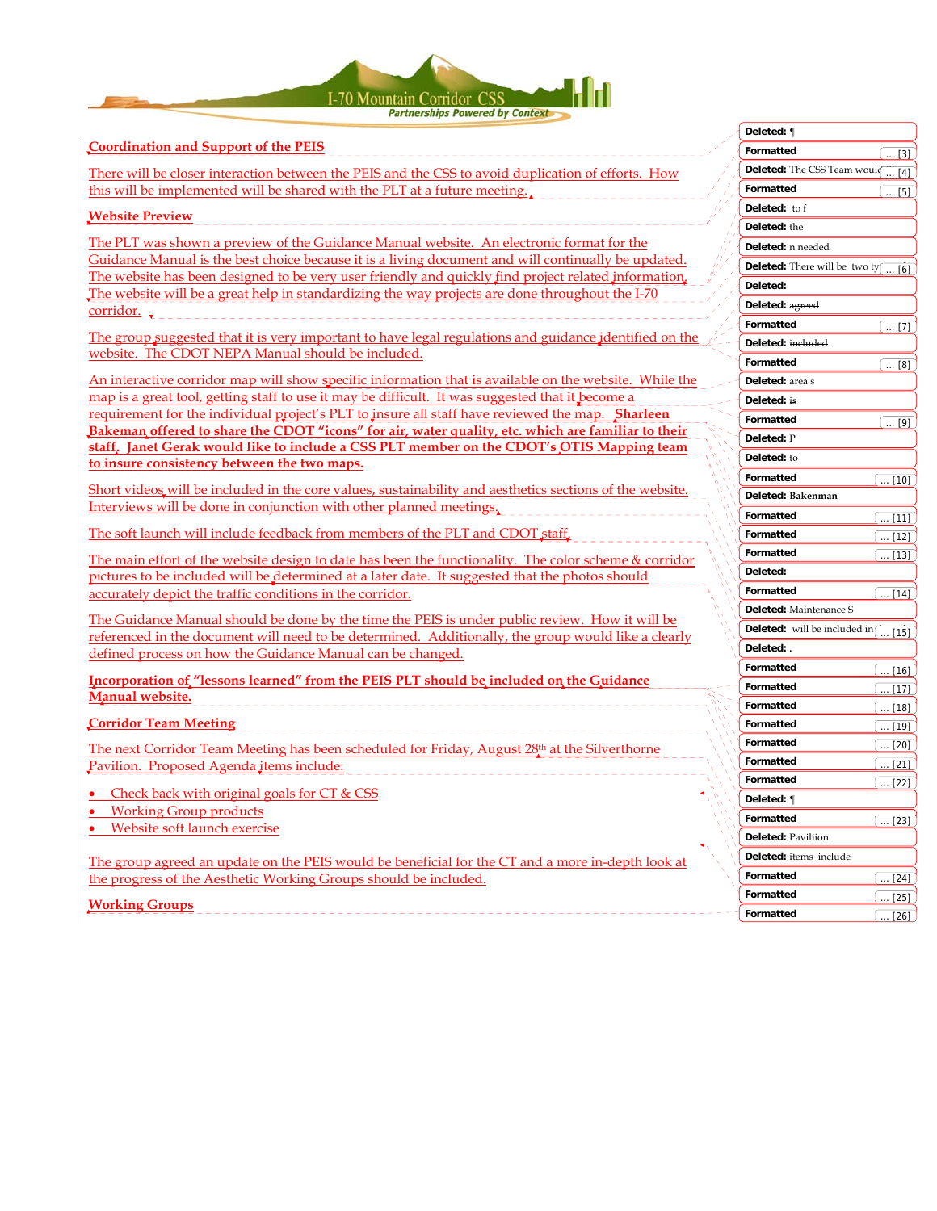## Coordination and Support of the PEIS

There will be closer interaction between the PEIS and the CSS to avoid duplication of efforts. How this will be implemented will be shared with the PLT at a future meeting.

## Website Preview

The PLT was shown a preview of the Guidance Manual website. An electronic format for the Guidance Manual is the best choice because it is a living document and will continually be updated. The website has been designed to be very user friendly and quickly find project related information. The website will be a great help in standardizing the way projects are done throughout the I-70 corridor.

The group suggested that it is very important to have legal regulations and guidance identified on the website. The CDOT NEPA Manual should be included.

An interactive corridor map will show specific information that is available on the website. While the map is a great tool, getting staff to use it may be difficult. It was suggested that it become a requirement for the individual project's PLT to insure all staff have reviewed the map. **Sharleen Bakeman offered to share the CDOT "icons" for air, water quality, etc. which are familiar to their staff. Janet Gerak would like to include a CSS PLT member on the CDOT's OTIS Mapping team to insure consistency between the two maps.**

Short videos will be included in the core values, sustainability and aesthetics sections of the website. Interviews will be done in conjunction with other planned meetings.

The soft launch will include feedback from members of the PLT and CDOT staff.

The main effort of the website design to date has been the functionality. The color scheme & corridor pictures to be included will be determined at a later date. It suggested that the photos should accurately depict the traffic conditions in the corridor.

The Guidance Manual should be done by the time the PEIS is under public review. How it will be referenced in the document will need to be determined. Additionally, the group would like a clearly defined process on how the Guidance Manual can be changed.

**Incorporation of "lessons learned" from the PEIS PLT should be included on the Guidance Manual website.**

## Corridor Team Meeting

The next Corridor Team Meeting has been scheduled for Friday, August 28th at the Silverthorne Pavilion. Proposed Agenda items include:

- Check back with original goals for CT & CSS
- Working Group products
- Website soft launch exercise

The group agreed an update on the PEIS would be beneficial for the CT and a more in-depth look at the progress of the Aesthetic Working Groups should be included.

## Working Groups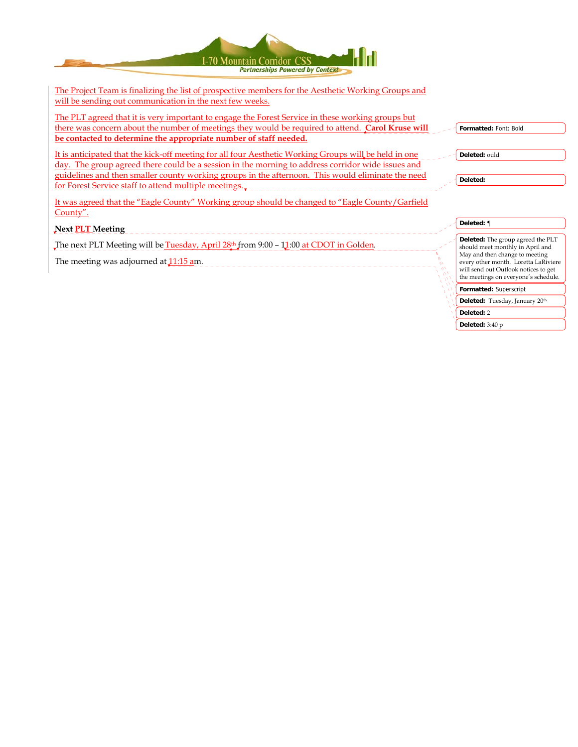The Project Team is finalizing the list of prospective members for the Aesthetic Working Groups and will be sending out communication in the next few weeks.

The PLT agreed that it is very important to engage the Forest Service in these working groups but there was concern about the number of meetings they would be required to attend. **Carol Kruse will be contacted to determine the appropriate number of staff needed.**

It is anticipated that the kick-off meeting for all four Aesthetic Working Groups will be held in one day. The group agreed there could be a session in the morning to address corridor wide issues and guidelines and then smaller county working groups in the afternoon. This would eliminate the need for Forest Service staff to attend multiple meetings.

It was agreed that the "Eagle County" Working group should be changed to "Eagle County/Garfield County".

**Next PLT Meeting**

The next PLT Meeting will be Tuesday, April 28th from 9:00 – 11:00 at CDOT in Golden.

The meeting was adjourned at 11:15 am.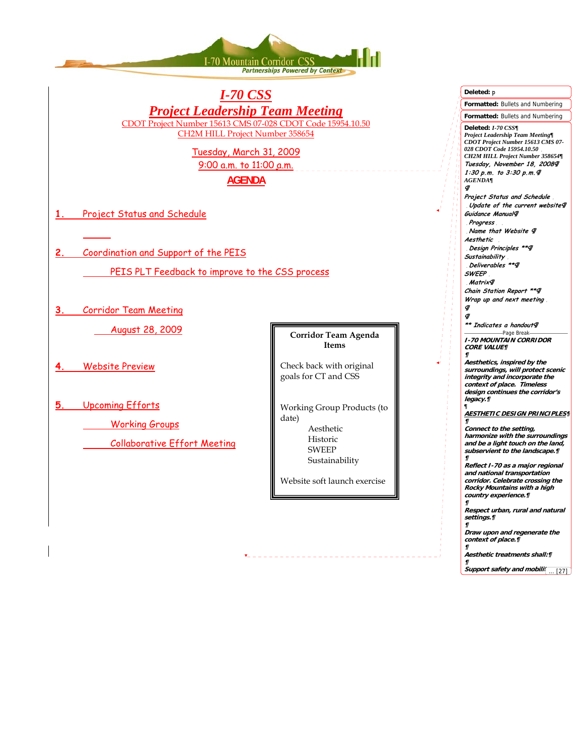I-70 Mountain Corridor CSS
Partnerships Powered by Context

# I-70 CSS

## Project Leadership Team Meeting

CDOT Project Number 15613 CMS 07-028 CDOT Code 15954.10.50
CH2M HILL Project Number 358654

Tuesday, March 31, 2009
9:00 a.m. to 11:00 a.m.

**AGENDA**

1. Project Status and Schedule

2. Coordination and Support of the PEIS
   - PEIS PLT Feedback to improve to the CSS process

3. Corridor Team Meeting
   - August 28, 2009

4. Website Preview

5. Upcoming Efforts
   - Working Groups
   - Collaborative Effort Meeting

**Corridor Team Agenda Items**

Check back with original goals for CT and CSS

Working Group Products (to date)
- Aesthetic
- Historic
- SWEEP
- Sustainability

Website soft launch exercise

---

**Deleted:** p

**Formatted:** Bullets and Numbering

**Formatted:** Bullets and Numbering

**Deleted:** *I-70 CSS*
*Project Leadership Team Meeting*
*CDOT Project Number 15613 CMS 07-028 CDOT Code 15954.10.50*
*CH2M HILL Project Number 358654*
*Tuesday, November 18, 2008*
*1:30 p.m. to 3:30 p.m.*
*AGENDA*

*Project Status and Schedule*
*Update of the current website*
*Guidance Manual*
*Progress*
*Name that Website*
*Aesthetic*
*Design Principles \*\**
*Sustainability*
*Deliverables \*\**
*SWEEP*
*Matrix*
*Chain Station Report \*\**
*Wrap up and next meeting*

*\*\* Indicates a handout*

Page Break

***I-70 MOUNTAIN CORRIDOR CORE VALUE***

***Aesthetics, inspired by the surroundings, will protect scenic integrity and incorporate the context of place. Timeless design continues the corridor's legacy.***

***AESTHETIC DESIGN PRINCIPLES***

***Connect to the setting, harmonize with the surroundings and be a light touch on the land, subservient to the landscape.***

***Reflect I-70 as a major regional and national transportation corridor. Celebrate crossing the Rocky Mountains with a high country experience.***

***Respect urban, rural and natural settings.***

***Draw upon and regenerate the context of place.***

***Aesthetic treatments shall:***

***Support safety and mobili*** ... [27]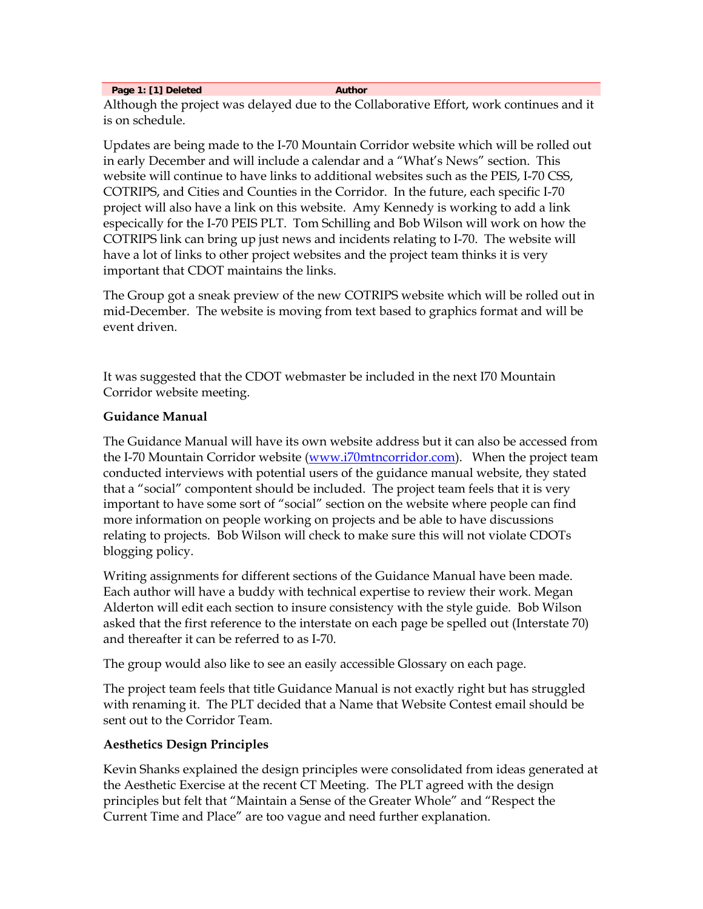| Page 1: [1] Deleted | Author |
|---|---|

Although the project was delayed due to the Collaborative Effort, work continues and it is on schedule.

Updates are being made to the I-70 Mountain Corridor website which will be rolled out in early December and will include a calendar and a "What's News" section. This website will continue to have links to additional websites such as the PEIS, I-70 CSS, COTRIPS, and Cities and Counties in the Corridor. In the future, each specific I-70 project will also have a link on this website. Amy Kennedy is working to add a link especically for the I-70 PEIS PLT. Tom Schilling and Bob Wilson will work on how the COTRIPS link can bring up just news and incidents relating to I-70. The website will have a lot of links to other project websites and the project team thinks it is very important that CDOT maintains the links.

The Group got a sneak preview of the new COTRIPS website which will be rolled out in mid-December. The website is moving from text based to graphics format and will be event driven.

It was suggested that the CDOT webmaster be included in the next I70 Mountain Corridor website meeting.

**Guidance Manual**

The Guidance Manual will have its own website address but it can also be accessed from the I-70 Mountain Corridor website (www.i70mtncorridor.com). When the project team conducted interviews with potential users of the guidance manual website, they stated that a "social" compontent should be included. The project team feels that it is very important to have some sort of "social" section on the website where people can find more information on people working on projects and be able to have discussions relating to projects. Bob Wilson will check to make sure this will not violate CDOTs blogging policy.

Writing assignments for different sections of the Guidance Manual have been made. Each author will have a buddy with technical expertise to review their work. Megan Alderton will edit each section to insure consistency with the style guide. Bob Wilson asked that the first reference to the interstate on each page be spelled out (Interstate 70) and thereafter it can be referred to as I-70.

The group would also like to see an easily accessible Glossary on each page.

The project team feels that title Guidance Manual is not exactly right but has struggled with renaming it. The PLT decided that a Name that Website Contest email should be sent out to the Corridor Team.

**Aesthetics Design Principles**

Kevin Shanks explained the design principles were consolidated from ideas generated at the Aesthetic Exercise at the recent CT Meeting. The PLT agreed with the design principles but felt that "Maintain a Sense of the Greater Whole" and "Respect the Current Time and Place" are too vague and need further explanation.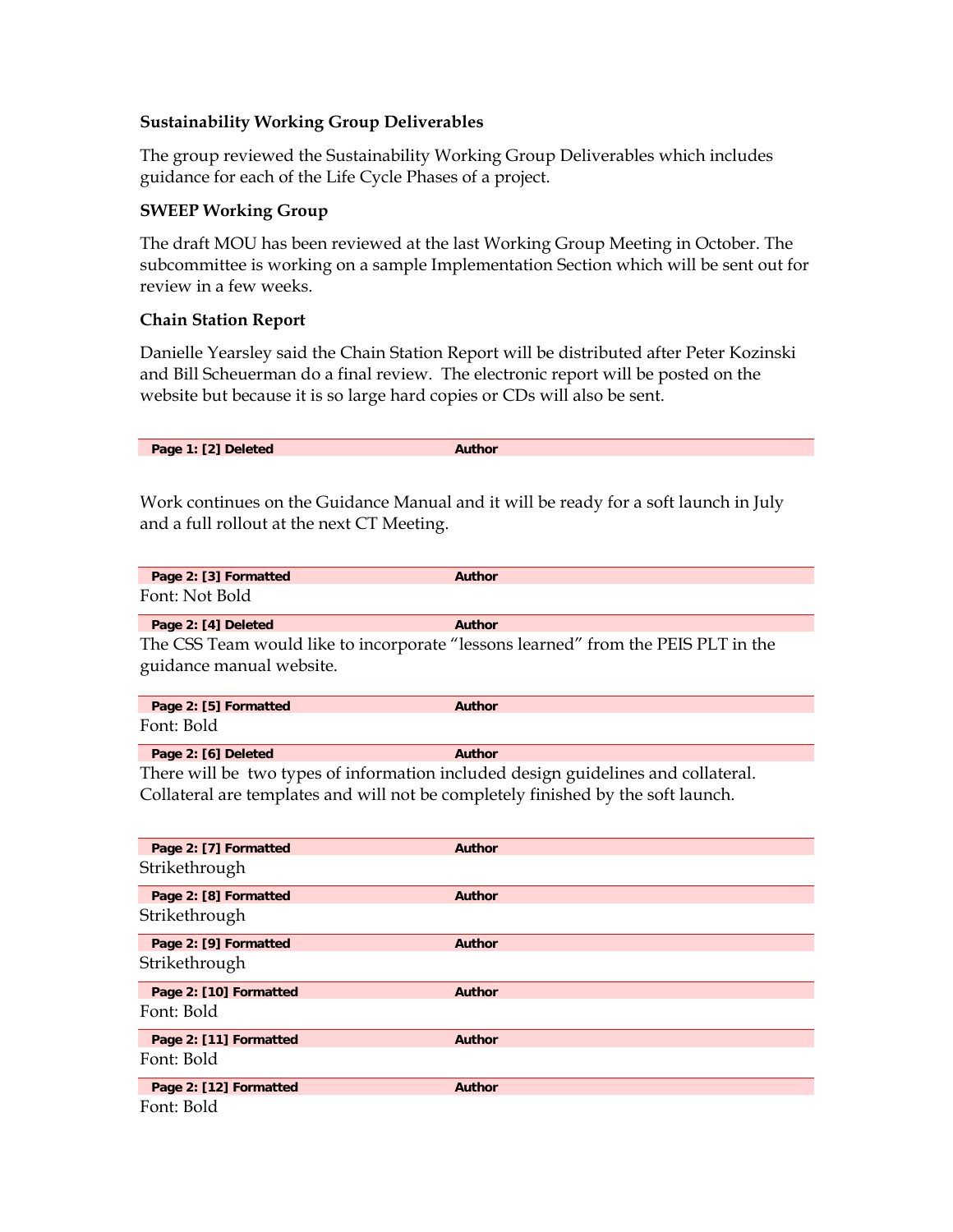**Sustainability Working Group Deliverables**

The group reviewed the Sustainability Working Group Deliverables which includes guidance for each of the Life Cycle Phases of a project.

**SWEEP Working Group**

The draft MOU has been reviewed at the last Working Group Meeting in October. The subcommittee is working on a sample Implementation Section which will be sent out for review in a few weeks.

**Chain Station Report**

Danielle Yearsley said the Chain Station Report will be distributed after Peter Kozinski and Bill Scheuerman do a final review. The electronic report will be posted on the website but because it is so large hard copies or CDs will also be sent.

| **Page 1: [2] Deleted** | **Author** |
|---|---|

Work continues on the Guidance Manual and it will be ready for a soft launch in July and a full rollout at the next CT Meeting.

| **Page 2: [3] Formatted** | **Author** |
|---|---|

Font: Not Bold

| **Page 2: [4] Deleted** | **Author** |
|---|---|

The CSS Team would like to incorporate "lessons learned" from the PEIS PLT in the guidance manual website.

| **Page 2: [5] Formatted** | **Author** |
|---|---|

Font: Bold

| **Page 2: [6] Deleted** | **Author** |
|---|---|

There will be two types of information included design guidelines and collateral. Collateral are templates and will not be completely finished by the soft launch.

| **Page 2: [7] Formatted** | **Author** |
|---|---|

Strikethrough

| **Page 2: [8] Formatted** | **Author** |
|---|---|

Strikethrough

| **Page 2: [9] Formatted** | **Author** |
|---|---|

Strikethrough

| **Page 2: [10] Formatted** | **Author** |
|---|---|

Font: Bold

| **Page 2: [11] Formatted** | **Author** |
|---|---|

Font: Bold

| **Page 2: [12] Formatted** | **Author** |
|---|---|

Font: Bold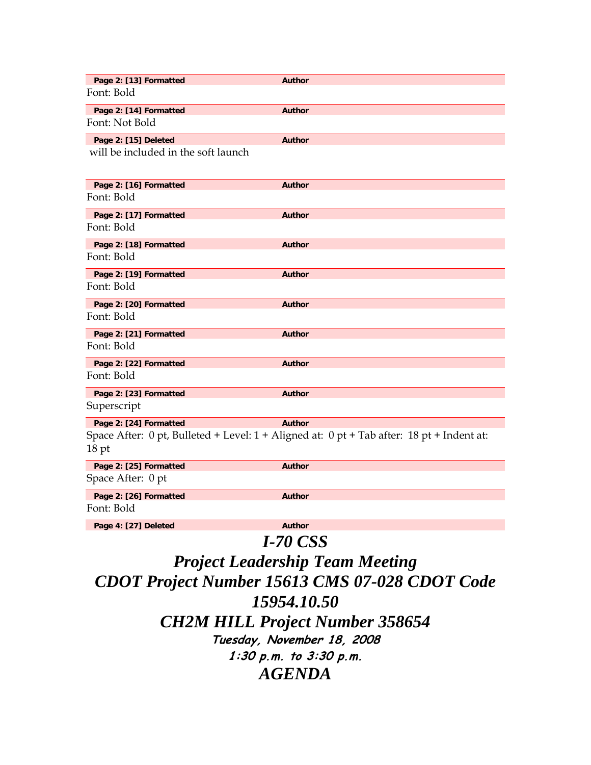**Page 2: [13] Formatted** **Author**

Font: Bold

**Page 2: [14] Formatted** **Author**

Font: Not Bold

**Page 2: [15] Deleted** **Author**

will be included in the soft launch

**Page 2: [16] Formatted** **Author**

Font: Bold

**Page 2: [17] Formatted** **Author**

Font: Bold

**Page 2: [18] Formatted** **Author**

Font: Bold

**Page 2: [19] Formatted** **Author**

Font: Bold

**Page 2: [20] Formatted** **Author**

Font: Bold

**Page 2: [21] Formatted** **Author**

Font: Bold

**Page 2: [22] Formatted** **Author**

Font: Bold

**Page 2: [23] Formatted** **Author**

Superscript

**Page 2: [24] Formatted** **Author**

Space After: 0 pt, Bulleted + Level: 1 + Aligned at: 0 pt + Tab after: 18 pt + Indent at: 18 pt

**Page 2: [25] Formatted** **Author**

Space After: 0 pt

**Page 2: [26] Formatted** **Author**

Font: Bold

**Page 4: [27] Deleted** **Author**

# *I-70 CSS*
# *Project Leadership Team Meeting*
# *CDOT Project Number 15613 CMS 07-028 CDOT Code 15954.10.50*
# *CH2M HILL Project Number 358654*

***Tuesday, November 18, 2008***

***1:30 p.m. to 3:30 p.m.***

# *AGENDA*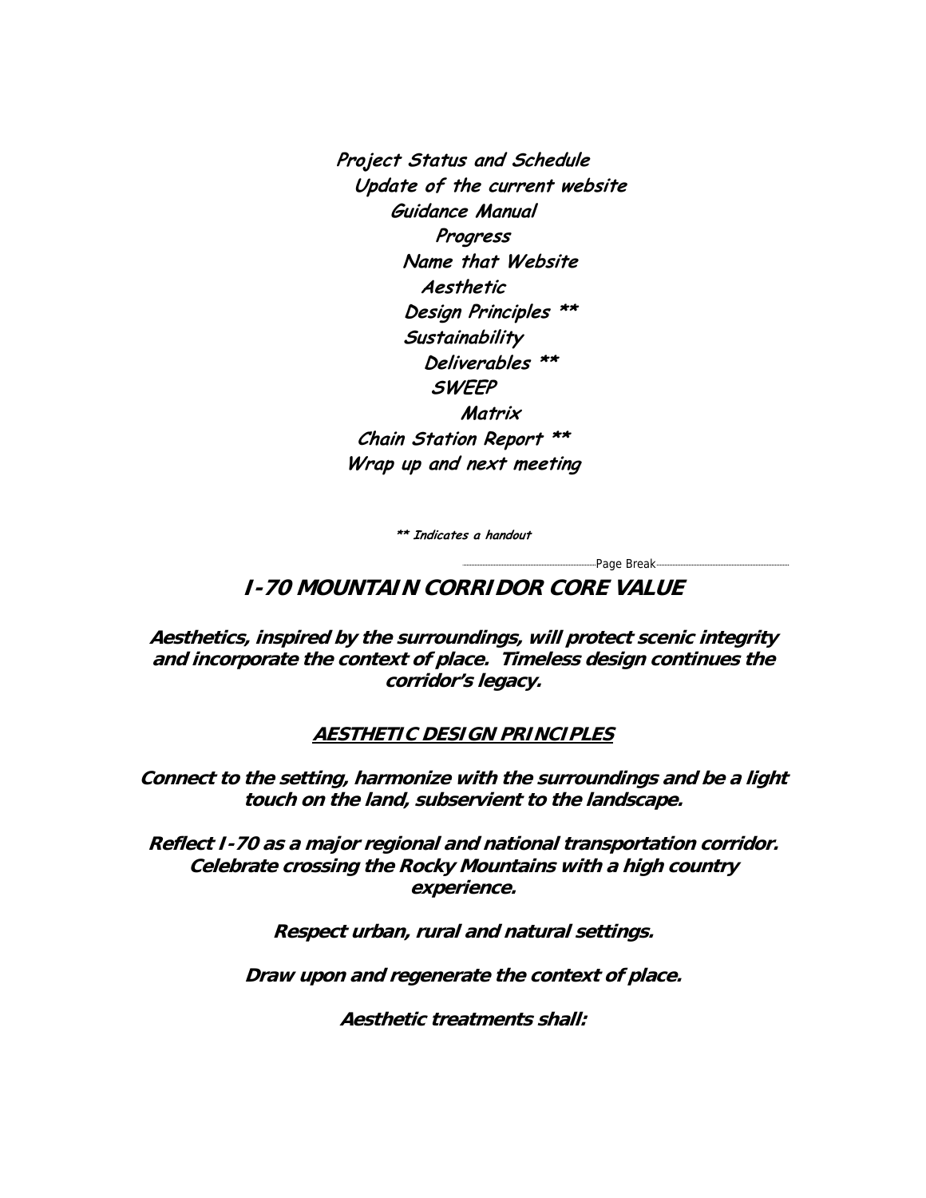***Project Status and Schedule***

***Update of the current website***

***Guidance Manual***

***Progress***

***Name that Website***

***Aesthetic***

***Design Principles \*\****

***Sustainability***

***Deliverables \*\****

***SWEEP***

***Matrix***

***Chain Station Report \*\****

***Wrap up and next meeting***

***\*\* Indicates a handout***

# *I-70 MOUNTAIN CORRIDOR CORE VALUE*

***Aesthetics, inspired by the surroundings, will protect scenic integrity and incorporate the context of place. Timeless design continues the corridor's legacy.***

## ***AESTHETIC DESIGN PRINCIPLES***

***Connect to the setting, harmonize with the surroundings and be a light touch on the land, subservient to the landscape.***

***Reflect I-70 as a major regional and national transportation corridor. Celebrate crossing the Rocky Mountains with a high country experience.***

***Respect urban, rural and natural settings.***

***Draw upon and regenerate the context of place.***

***Aesthetic treatments shall:***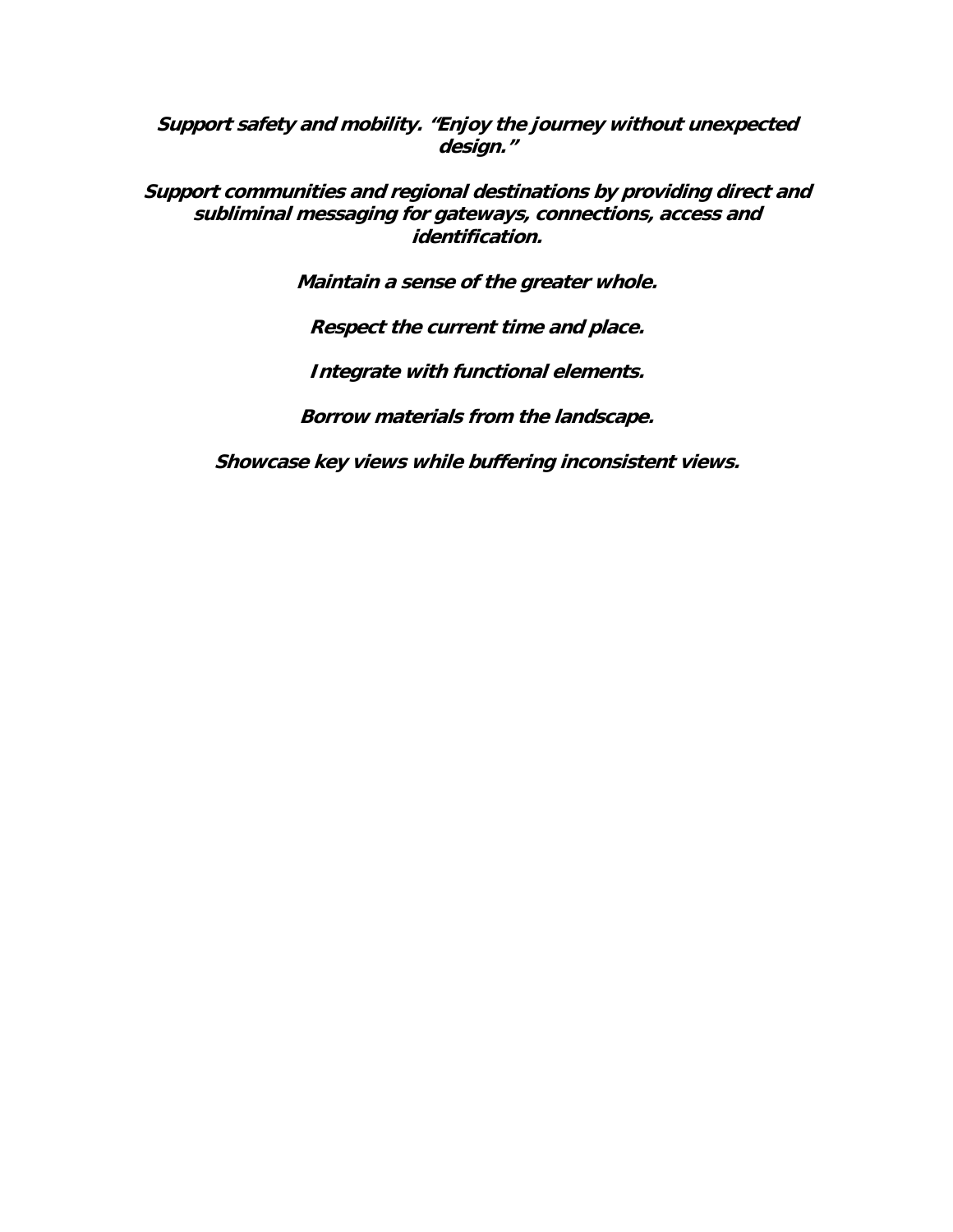***Support safety and mobility. "Enjoy the journey without unexpected design."***

***Support communities and regional destinations by providing direct and subliminal messaging for gateways, connections, access and identification.***

***Maintain a sense of the greater whole.***

***Respect the current time and place.***

***Integrate with functional elements.***

***Borrow materials from the landscape.***

***Showcase key views while buffering inconsistent views.***